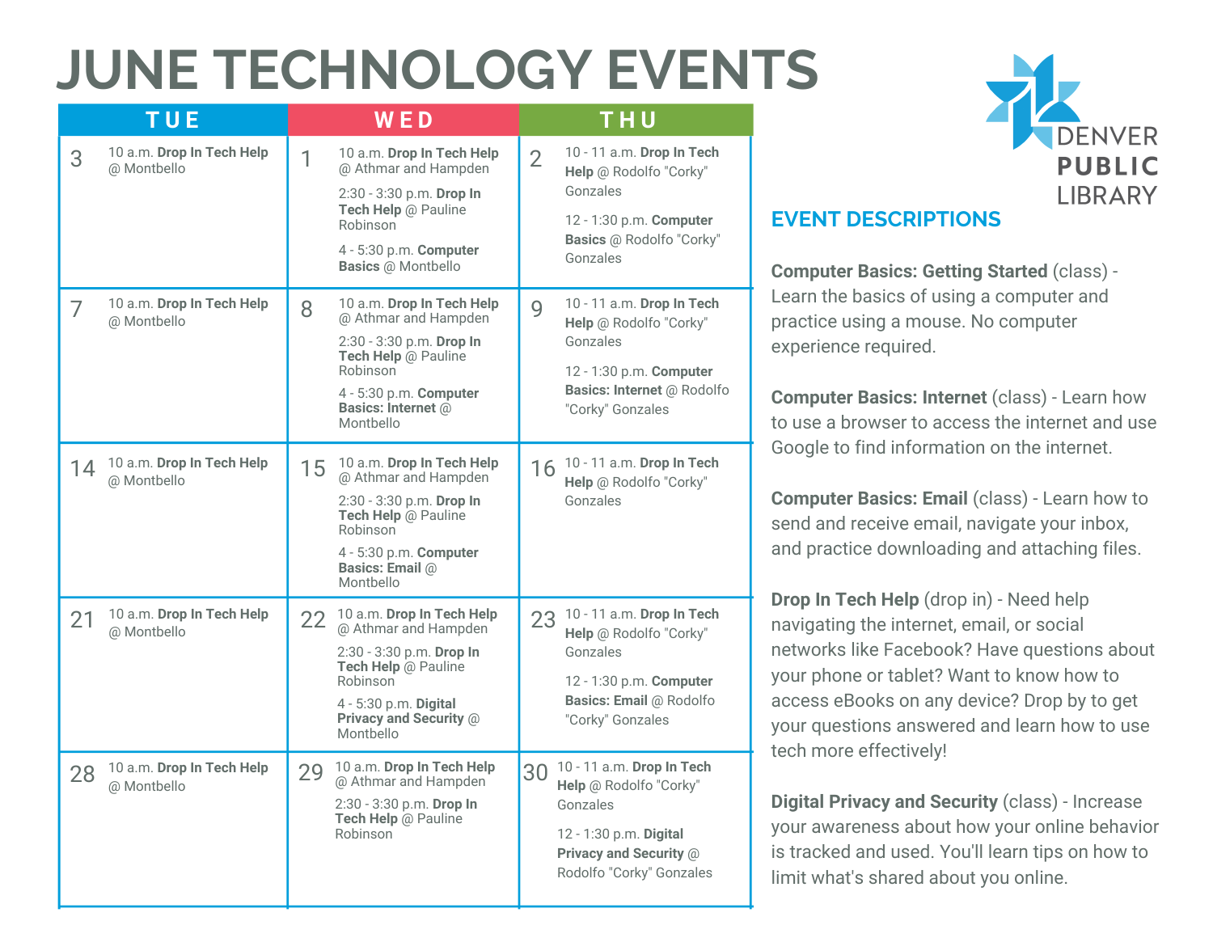# JUNE TECHNOLOGY EVENTS

DENVER PUBLIC LIBRARY

| TUE | WED | THU |
|---|---|---|
| **3** 10 a.m. **Drop In Tech Help** @ Montbello | **1** 10 a.m. **Drop In Tech Help** @ Athmar and Hampden<br>2:30 - 3:30 p.m. **Drop In Tech Help** @ Pauline Robinson<br>4 - 5:30 p.m. **Computer Basics** @ Montbello | **2** 10 - 11 a.m. **Drop In Tech Help** @ Rodolfo "Corky" Gonzales<br>12 - 1:30 p.m. **Computer Basics** @ Rodolfo "Corky" Gonzales |
| **7** 10 a.m. **Drop In Tech Help** @ Montbello | **8** 10 a.m. **Drop In Tech Help** @ Athmar and Hampden<br>2:30 - 3:30 p.m. **Drop In Tech Help** @ Pauline Robinson<br>4 - 5:30 p.m. **Computer Basics: Internet** @ Montbello | **9** 10 - 11 a.m. **Drop In Tech Help** @ Rodolfo "Corky" Gonzales<br>12 - 1:30 p.m. **Computer Basics: Internet** @ Rodolfo "Corky" Gonzales |
| **14** 10 a.m. **Drop In Tech Help** @ Montbello | **15** 10 a.m. **Drop In Tech Help** @ Athmar and Hampden<br>2:30 - 3:30 p.m. **Drop In Tech Help** @ Pauline Robinson<br>4 - 5:30 p.m. **Computer Basics: Email** @ Montbello | **16** 10 - 11 a.m. **Drop In Tech Help** @ Rodolfo "Corky" Gonzales |
| **21** 10 a.m. **Drop In Tech Help** @ Montbello | **22** 10 a.m. **Drop In Tech Help** @ Athmar and Hampden<br>2:30 - 3:30 p.m. **Drop In Tech Help** @ Pauline Robinson<br>4 - 5:30 p.m. **Digital Privacy and Security** @ Montbello | **23** 10 - 11 a.m. **Drop In Tech Help** @ Rodolfo "Corky" Gonzales<br>12 - 1:30 p.m. **Computer Basics: Email** @ Rodolfo "Corky" Gonzales |
| **28** 10 a.m. **Drop In Tech Help** @ Montbello | **29** 10 a.m. **Drop In Tech Help** @ Athmar and Hampden<br>2:30 - 3:30 p.m. **Drop In Tech Help** @ Pauline Robinson | **30** 10 - 11 a.m. **Drop In Tech Help** @ Rodolfo "Corky" Gonzales<br>12 - 1:30 p.m. **Digital Privacy and Security** @ Rodolfo "Corky" Gonzales |

## EVENT DESCRIPTIONS

**Computer Basics: Getting Started** (class) - Learn the basics of using a computer and practice using a mouse. No computer experience required.

**Computer Basics: Internet** (class) - Learn how to use a browser to access the internet and use Google to find information on the internet.

**Computer Basics: Email** (class) - Learn how to send and receive email, navigate your inbox, and practice downloading and attaching files.

**Drop In Tech Help** (drop in) - Need help navigating the internet, email, or social networks like Facebook? Have questions about your phone or tablet? Want to know how to access eBooks on any device? Drop by to get your questions answered and learn how to use tech more effectively!

**Digital Privacy and Security** (class) - Increase your awareness about how your online behavior is tracked and used. You'll learn tips on how to limit what's shared about you online.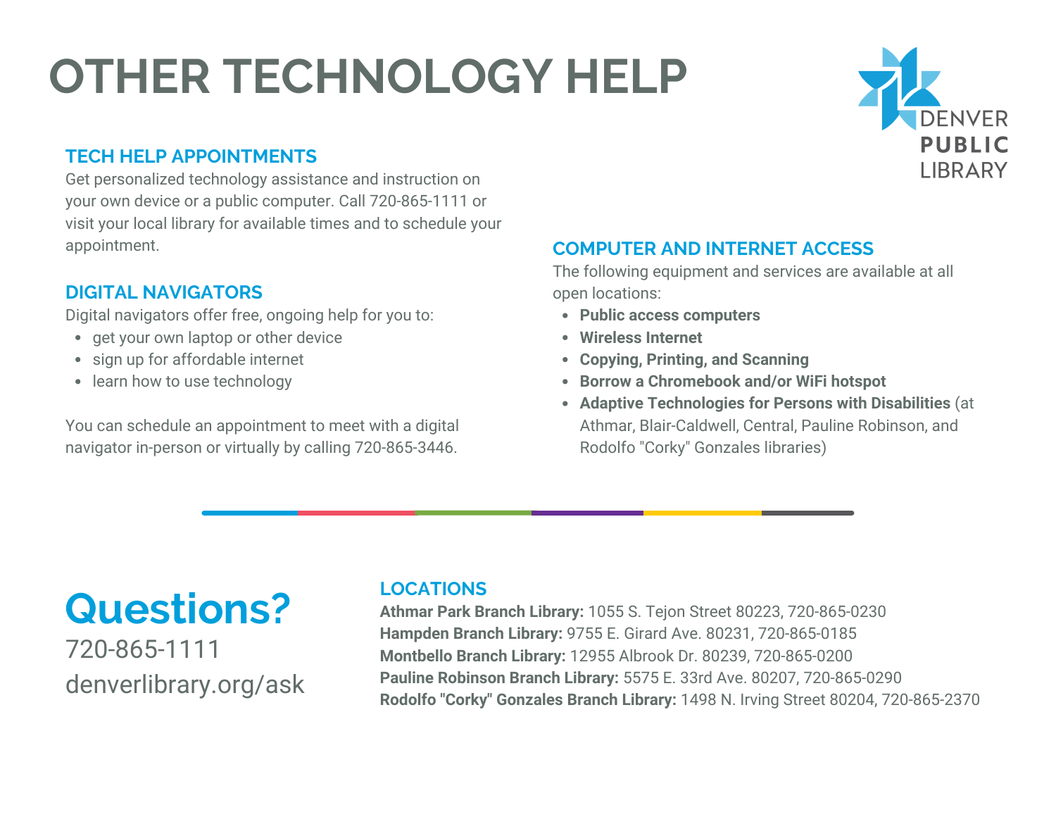# OTHER TECHNOLOGY HELP

DENVER PUBLIC LIBRARY

## TECH HELP APPOINTMENTS

Get personalized technology assistance and instruction on your own device or a public computer. Call 720-865-1111 or visit your local library for available times and to schedule your appointment.

## DIGITAL NAVIGATORS

Digital navigators offer free, ongoing help for you to:

- get your own laptop or other device
- sign up for affordable internet
- learn how to use technology

You can schedule an appointment to meet with a digital navigator in-person or virtually by calling 720-865-3446.

## COMPUTER AND INTERNET ACCESS

The following equipment and services are available at all open locations:

- **Public access computers**
- **Wireless Internet**
- **Copying, Printing, and Scanning**
- **Borrow a Chromebook and/or WiFi hotspot**
- **Adaptive Technologies for Persons with Disabilities** (at Athmar, Blair-Caldwell, Central, Pauline Robinson, and Rodolfo "Corky" Gonzales libraries)

# Questions?

720-865-1111

denverlibrary.org/ask

## LOCATIONS

**Athmar Park Branch Library:** 1055 S. Tejon Street 80223, 720-865-0230
**Hampden Branch Library:** 9755 E. Girard Ave. 80231, 720-865-0185
**Montbello Branch Library:** 12955 Albrook Dr. 80239, 720-865-0200
**Pauline Robinson Branch Library:** 5575 E. 33rd Ave. 80207, 720-865-0290
**Rodolfo "Corky" Gonzales Branch Library:** 1498 N. Irving Street 80204, 720-865-2370